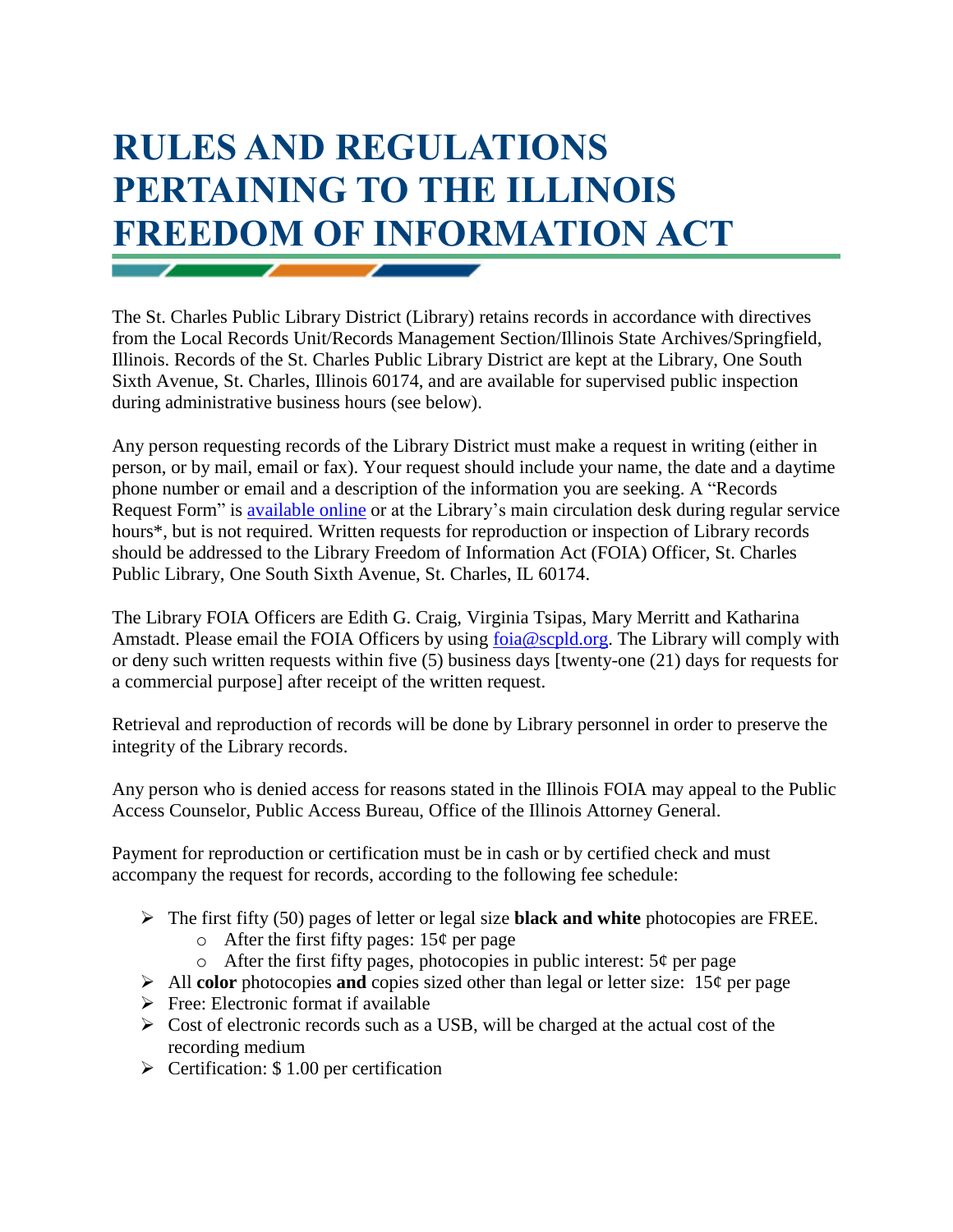# RULES AND REGULATIONS PERTAINING TO THE ILLINOIS FREEDOM OF INFORMATION ACT

The St. Charles Public Library District (Library) retains records in accordance with directives from the Local Records Unit/Records Management Section/Illinois State Archives/Springfield, Illinois. Records of the St. Charles Public Library District are kept at the Library, One South Sixth Avenue, St. Charles, Illinois 60174, and are available for supervised public inspection during administrative business hours (see below).

Any person requesting records of the Library District must make a request in writing (either in person, or by mail, email or fax). Your request should include your name, the date and a daytime phone number or email and a description of the information you are seeking. A "Records Request Form" is available online or at the Library's main circulation desk during regular service hours*, but is not required. Written requests for reproduction or inspection of Library records should be addressed to the Library Freedom of Information Act (FOIA) Officer, St. Charles Public Library, One South Sixth Avenue, St. Charles, IL 60174.

The Library FOIA Officers are Edith G. Craig, Virginia Tsipas, Mary Merritt and Katharina Amstadt. Please email the FOIA Officers by using foia@scpld.org. The Library will comply with or deny such written requests within five (5) business days [twenty-one (21) days for requests for a commercial purpose] after receipt of the written request.

Retrieval and reproduction of records will be done by Library personnel in order to preserve the integrity of the Library records.

Any person who is denied access for reasons stated in the Illinois FOIA may appeal to the Public Access Counselor, Public Access Bureau, Office of the Illinois Attorney General.

Payment for reproduction or certification must be in cash or by certified check and must accompany the request for records, according to the following fee schedule:

- The first fifty (50) pages of letter or legal size **black and white** photocopies are FREE.
  - After the first fifty pages: 15¢ per page
  - After the first fifty pages, photocopies in public interest: 5¢ per page
- All **color** photocopies **and** copies sized other than legal or letter size: 15¢ per page
- Free: Electronic format if available
- Cost of electronic records such as a USB, will be charged at the actual cost of the recording medium
- Certification: $ 1.00 per certification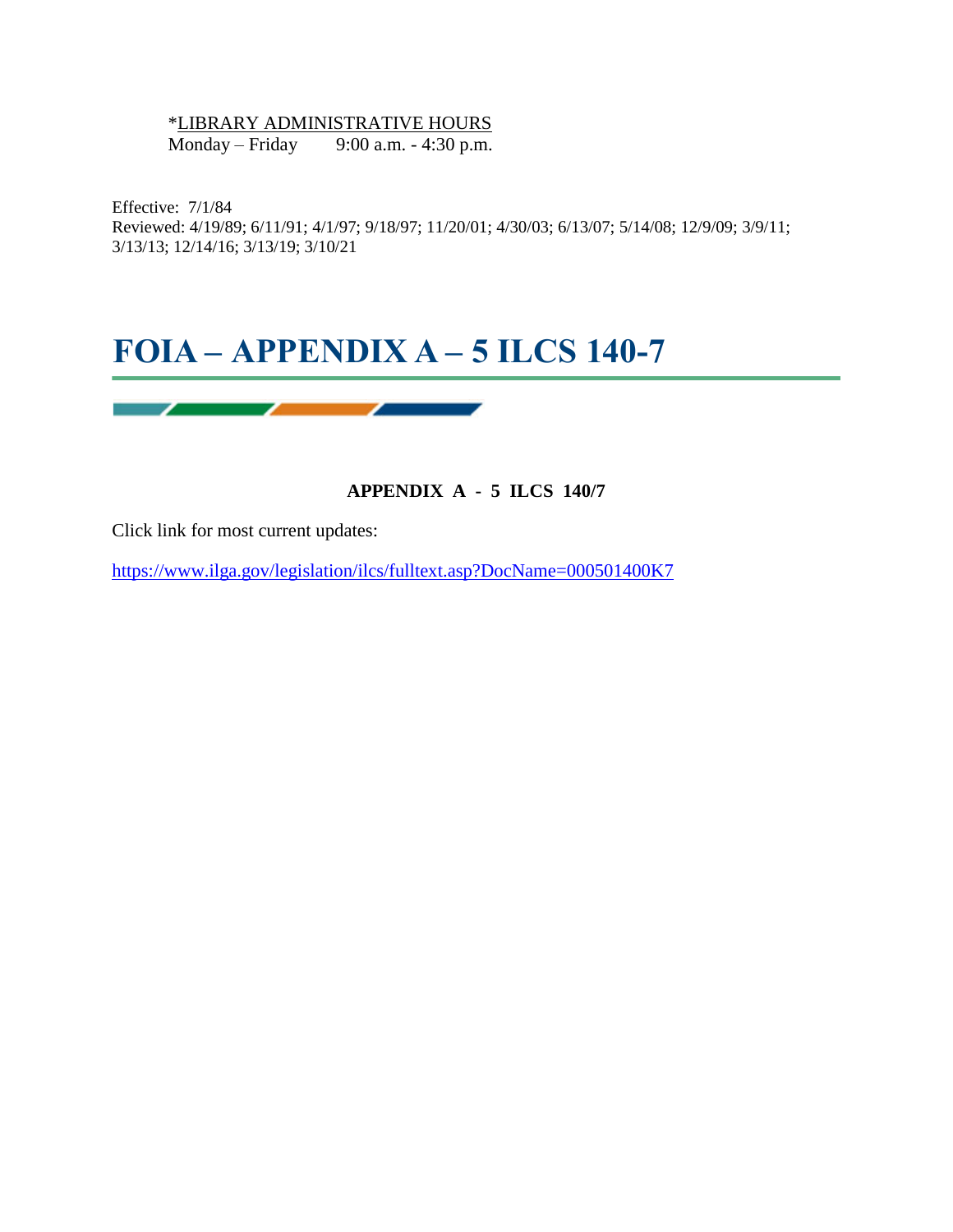*<u>LIBRARY ADMINISTRATIVE HOURS</u>
Monday – Friday 9:00 a.m. - 4:30 p.m.

Effective: 7/1/84
Reviewed: 4/19/89; 6/11/91; 4/1/97; 9/18/97; 11/20/01; 4/30/03; 6/13/07; 5/14/08; 12/9/09; 3/9/11; 3/13/13; 12/14/16; 3/13/19; 3/10/21

# FOIA – APPENDIX A – 5 ILCS 140-7

**APPENDIX A - 5 ILCS 140/7**

Click link for most current updates:

https://www.ilga.gov/legislation/ilcs/fulltext.asp?DocName=000501400K7